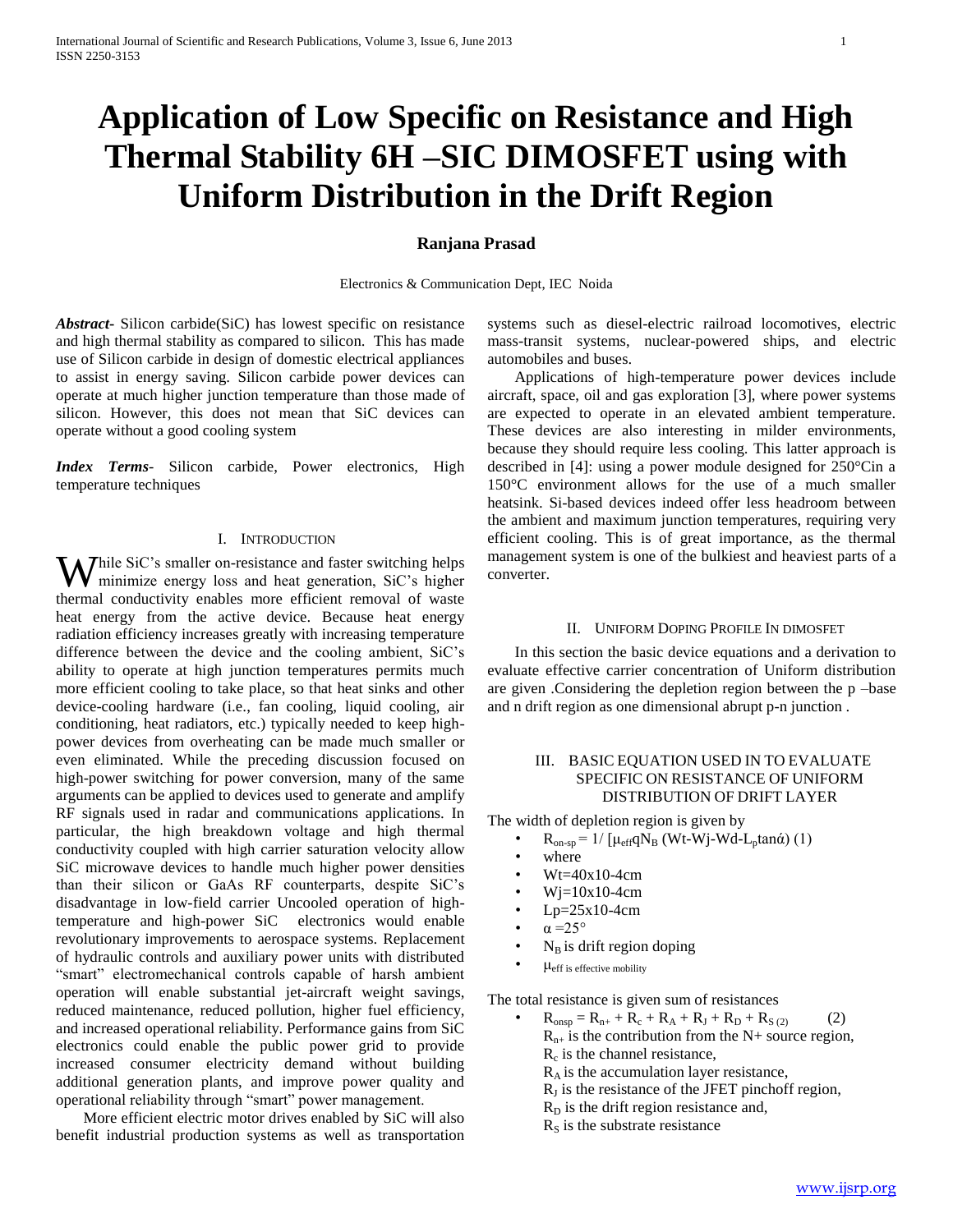# Application of Low Specific on Resistance and High Thermal Stability 6H –SIC DIMOSFET using with Uniform Distribution in the Drift Region

**Ranjana Prasad**

Electronics & Communication Dept, IEC Noida

***Abstract-*** Silicon carbide(SiC) has lowest specific on resistance and high thermal stability as compared to silicon. This has made use of Silicon carbide in design of domestic electrical appliances to assist in energy saving. Silicon carbide power devices can operate at much higher junction temperature than those made of silicon. However, this does not mean that SiC devices can operate without a good cooling system

***Index Terms*-** Silicon carbide, Power electronics, High temperature techniques

## I. Introduction

While SiC's smaller on-resistance and faster switching helps minimize energy loss and heat generation, SiC's higher thermal conductivity enables more efficient removal of waste heat energy from the active device. Because heat energy radiation efficiency increases greatly with increasing temperature difference between the device and the cooling ambient, SiC's ability to operate at high junction temperatures permits much more efficient cooling to take place, so that heat sinks and other device-cooling hardware (i.e., fan cooling, liquid cooling, air conditioning, heat radiators, etc.) typically needed to keep high-power devices from overheating can be made much smaller or even eliminated. While the preceding discussion focused on high-power switching for power conversion, many of the same arguments can be applied to devices used to generate and amplify RF signals used in radar and communications applications. In particular, the high breakdown voltage and high thermal conductivity coupled with high carrier saturation velocity allow SiC microwave devices to handle much higher power densities than their silicon or GaAs RF counterparts, despite SiC's disadvantage in low-field carrier Uncooled operation of high-temperature and high-power SiC electronics would enable revolutionary improvements to aerospace systems. Replacement of hydraulic controls and auxiliary power units with distributed "smart" electromechanical controls capable of harsh ambient operation will enable substantial jet-aircraft weight savings, reduced maintenance, reduced pollution, higher fuel efficiency, and increased operational reliability. Performance gains from SiC electronics could enable the public power grid to provide increased consumer electricity demand without building additional generation plants, and improve power quality and operational reliability through "smart" power management.

More efficient electric motor drives enabled by SiC will also benefit industrial production systems as well as transportation systems such as diesel-electric railroad locomotives, electric mass-transit systems, nuclear-powered ships, and electric automobiles and buses.

Applications of high-temperature power devices include aircraft, space, oil and gas exploration [3], where power systems are expected to operate in an elevated ambient temperature. These devices are also interesting in milder environments, because they should require less cooling. This latter approach is described in [4]: using a power module designed for 250°Cin a 150°C environment allows for the use of a much smaller heatsink. Si-based devices indeed offer less headroom between the ambient and maximum junction temperatures, requiring very efficient cooling. This is of great importance, as the thermal management system is one of the bulkiest and heaviest parts of a converter.

## II. Uniform Doping Profile In DIMOSFET

In this section the basic device equations and a derivation to evaluate effective carrier concentration of Uniform distribution are given .Considering the depletion region between the p –base and n drift region as one dimensional abrupt p-n junction .

## III. Basic Equation Used In To Evaluate Specific On Resistance Of Uniform Distribution Of Drift Layer

The width of depletion region is given by

- $R_{on\text{-}sp} = 1/\,[\mu_{eff} q N_B\,(Wt\text{-}Wj\text{-}Wd\text{-}L_p \tan\acute{\alpha})$ (1)
- where
- Wt=40x10-4cm
- Wj=10x10-4cm
- Lp=25x10-4cm
- $\alpha = 25°$
- $N_B$ is drift region doping
- $\mu_{eff}$ is effective mobility

The total resistance is given sum of resistances

- $R_{onsp} = R_{n+} + R_c + R_A + R_J + R_D + R_{S\,(2)}$ (2)

  $R_{n+}$ is the contribution from the N+ source region,
  $R_c$ is the channel resistance,
  $R_A$ is the accumulation layer resistance,
  $R_J$ is the resistance of the JFET pinchoff region,
  $R_D$ is the drift region resistance and,
  $R_S$ is the substrate resistance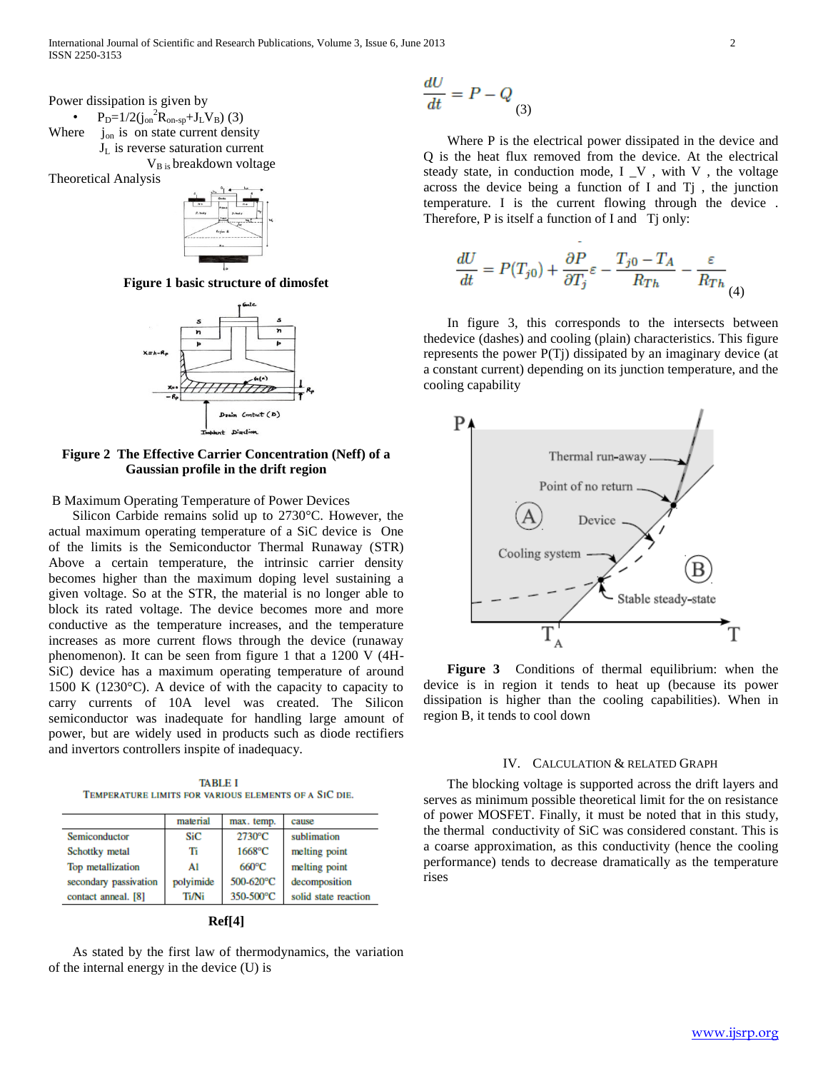Power dissipation is given by

- $P_D=1/2(j_{on}^2 R_{on\text{-}sp}+J_L V_B)$ (3)

Where $j_{on}$ is on state current density
$J_L$ is reverse saturation current
$V_B$ is breakdown voltage

Theoretical Analysis

**Figure 1 basic structure of dimosfet**

**Figure 2 The Effective Carrier Concentration (Neff) of a Gaussian profile in the drift region**

B Maximum Operating Temperature of Power Devices

Silicon Carbide remains solid up to 2730°C. However, the actual maximum operating temperature of a SiC device is One of the limits is the Semiconductor Thermal Runaway (STR) Above a certain temperature, the intrinsic carrier density becomes higher than the maximum doping level sustaining a given voltage. So at the STR, the material is no longer able to block its rated voltage. The device becomes more and more conductive as the temperature increases, and the temperature increases as more current flows through the device (runaway phenomenon). It can be seen from figure 1 that a 1200 V (4H-SiC) device has a maximum operating temperature of around 1500 K (1230°C). A device of with the capacity to capacity to carry currents of 10A level was created. The Silicon semiconductor was inadequate for handling large amount of power, but are widely used in products such as diode rectifiers and invertors controllers inspite of inadequacy.

TABLE I
TEMPERATURE LIMITS FOR VARIOUS ELEMENTS OF A SIC DIE.

| | material | max. temp. | cause |
|---|---|---|---|
| Semiconductor | SiC | 2730°C | sublimation |
| Schottky metal | Ti | 1668°C | melting point |
| Top metallization | Al | 660°C | melting point |
| secondary passivation | polyimide | 500-620°C | decomposition |
| contact anneal. [8] | Ti/Ni | 350-500°C | solid state reaction |

**Ref[4]**

As stated by the first law of thermodynamics, the variation of the internal energy in the device (U) is

$$\frac{dU}{dt} = P - Q \quad (3)$$

Where P is the electrical power dissipated in the device and Q is the heat flux removed from the device. At the electrical steady state, in conduction mode, I _V , with V , the voltage across the device being a function of I and Tj , the junction temperature. I is the current flowing through the device . Therefore, P is itself a function of I and Tj only:

$$\frac{dU}{dt} = P(T_{j0}) + \frac{\partial P}{\partial T_j}\varepsilon - \frac{T_{j0} - T_A}{R_{Th}} - \frac{\varepsilon}{R_{Th}} \quad (4)$$

In figure 3, this corresponds to the intersects between thedevice (dashes) and cooling (plain) characteristics. This figure represents the power P(Tj) dissipated by an imaginary device (at a constant current) depending on its junction temperature, and the cooling capability

**Figure 3** Conditions of thermal equilibrium: when the device is in region it tends to heat up (because its power dissipation is higher than the cooling capabilities). When in region B, it tends to cool down

## IV. Calculation & Related Graph

The blocking voltage is supported across the drift layers and serves as minimum possible theoretical limit for the on resistance of power MOSFET. Finally, it must be noted that in this study, the thermal conductivity of SiC was considered constant. This is a coarse approximation, as this conductivity (hence the cooling performance) tends to decrease dramatically as the temperature rises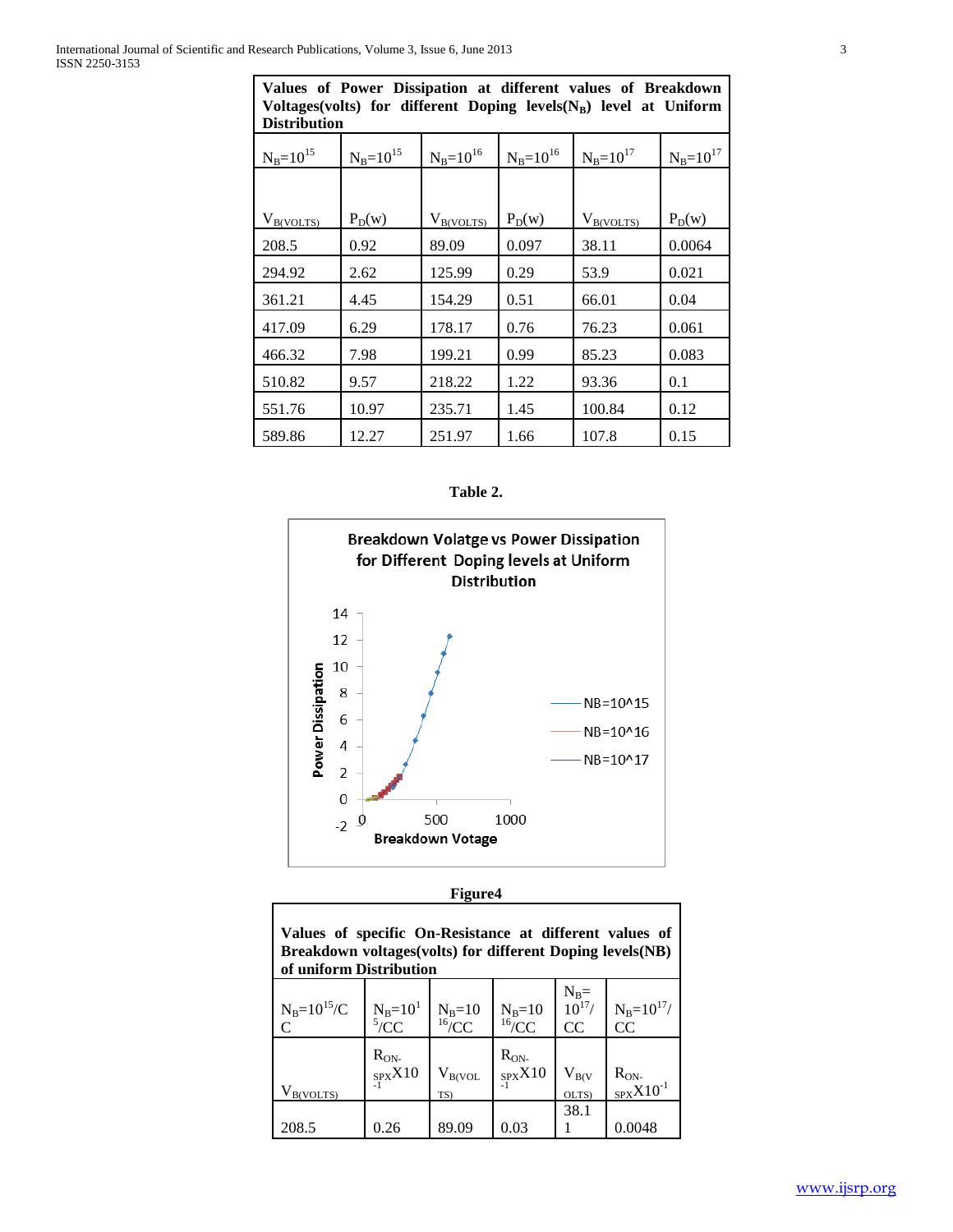| $N_B=10^{15}$ | $N_B=10^{15}$ | $N_B=10^{16}$ | $N_B=10^{16}$ | $N_B=10^{17}$ | $N_B=10^{17}$ |
|---|---|---|---|---|---|
| $V_{B(VOLTS)}$ | $P_D(w)$ | $V_{B(VOLTS)}$ | $P_D(w)$ | $V_{B(VOLTS)}$ | $P_D(w)$ |
| 208.5 | 0.92 | 89.09 | 0.097 | 38.11 | 0.0064 |
| 294.92 | 2.62 | 125.99 | 0.29 | 53.9 | 0.021 |
| 361.21 | 4.45 | 154.29 | 0.51 | 66.01 | 0.04 |
| 417.09 | 6.29 | 178.17 | 0.76 | 76.23 | 0.061 |
| 466.32 | 7.98 | 199.21 | 0.99 | 85.23 | 0.083 |
| 510.82 | 9.57 | 218.22 | 1.22 | 93.36 | 0.1 |
| 551.76 | 10.97 | 235.71 | 1.45 | 100.84 | 0.12 |
| 589.86 | 12.27 | 251.97 | 1.66 | 107.8 | 0.15 |

Values of Power Dissipation at different values of Breakdown Voltages(volts) for different Doping levels($N_B$) level at Uniform Distribution

**Table 2.**

Breakdown Volatge vs Power Dissipation for Different Doping levels at Uniform Distribution

**Figure4**

Values of specific On-Resistance at different values of Breakdown voltages(volts) for different Doping levels(NB) of uniform Distribution

| $N_B=10^{15}$/CC | $N_B=10^{15}$/CC | $N_B=10^{16}$/CC | $N_B=10^{16}$/CC | $N_B=10^{17}$/CC | $N_B=10^{17}$/CC |
|---|---|---|---|---|---|
| $V_{B(VOLTS)}$ | $R_{ON-SP}$X$10^{-1}$ | $V_{B(VOLTS)}$ | $R_{ON-SP}$X$10^{-1}$ | $V_{B(VOLTS)}$ | $R_{ON-SP}$X$10^{-1}$ |
| 208.5 | 0.26 | 89.09 | 0.03 | 38.11 | 0.0048 |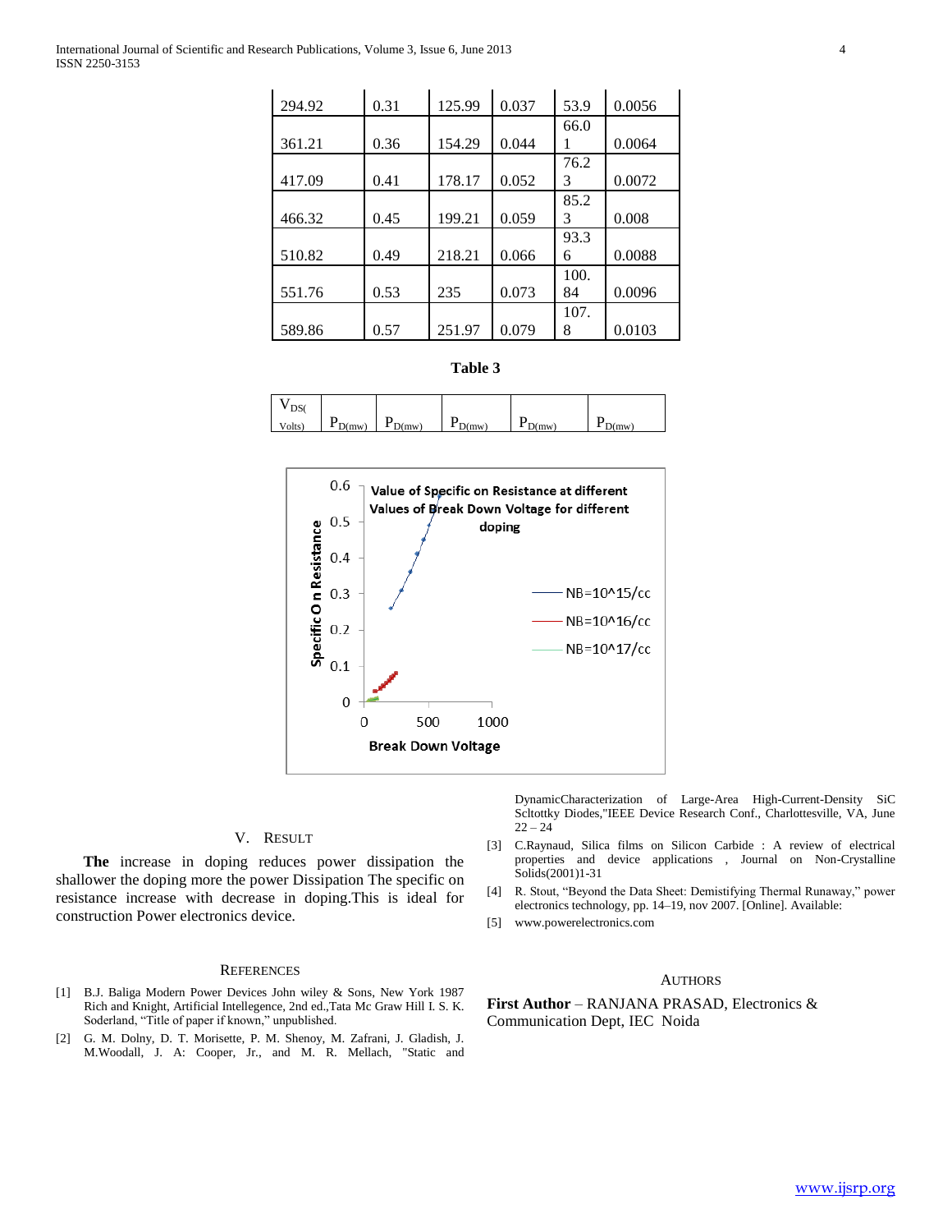| | | | | | |
|---|---|---|---|---|---|
| 294.92 | 0.31 | 125.99 | 0.037 | 53.9 | 0.0056 |
| 361.21 | 0.36 | 154.29 | 0.044 | 66.01 | 0.0064 |
| 417.09 | 0.41 | 178.17 | 0.052 | 76.23 | 0.0072 |
| 466.32 | 0.45 | 199.21 | 0.059 | 85.23 | 0.008 |
| 510.82 | 0.49 | 218.21 | 0.066 | 93.36 | 0.0088 |
| 551.76 | 0.53 | 235 | 0.073 | 100.84 | 0.0096 |
| 589.86 | 0.57 | 251.97 | 0.079 | 107.8 | 0.0103 |

**Table 3**

| $V_{DS(Volts)}$ | $P_{D(mw)}$ | $P_{D(mw)}$ | $P_{D(mw)}$ | $P_{D(mw)}$ | $P_{D(mw)}$ |
|---|---|---|---|---|---|

Value of Specific on Resistance at different Values of Break Down Voltage for different doping

Specific O n Resistance

0.6
0.5
0.4
0.3
0.2
0.1
0

0
500
1000

Break Down Voltage

NB=10^15/cc
NB=10^16/cc
NB=10^17/cc

## V. Result

**The** increase in doping reduces power dissipation the shallower the doping more the power Dissipation The specific on resistance increase with decrease in doping.This is ideal for construction Power electronics device.

## References

[1] B.J. Baliga Modern Power Devices John wiley & Sons, New York 1987 Rich and Knight, Artificial Intellegence, 2nd ed.,Tata Mc Graw Hill I. S. K. Soderland, "Title of paper if known," unpublished.

[2] G. M. Dolny, D. T. Morisette, P. M. Shenoy, M. Zafrani, J. Gladish, J. M.Woodall, J. A: Cooper, Jr., and M. R. Mellach, "Static and DynamicCharacterization of Large-Area High-Current-Density SiC Scltottky Diodes,"IEEE Device Research Conf., Charlottesville, VA, June 22 – 24

[3] C.Raynaud, Silica films on Silicon Carbide : A review of electrical properties and device applications , Journal on Non-Crystalline Solids(2001)1-31

[4] R. Stout, "Beyond the Data Sheet: Demistifying Thermal Runaway," power electronics technology, pp. 14–19, nov 2007. [Online]. Available:

[5] www.powerelectronics.com

## Authors

**First Author** – RANJANA PRASAD, Electronics & Communication Dept, IEC Noida